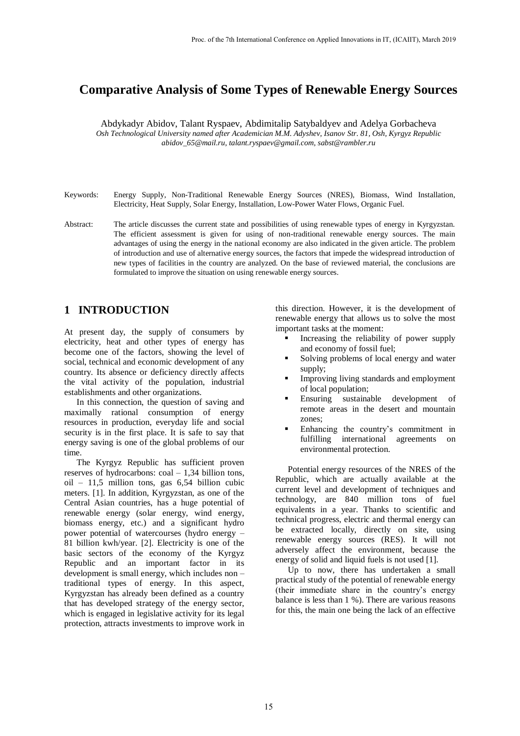# Comparative Analysis of Some Types of Renewable Energy Sources

Abdykadyr Abidov, Talant Ryspaev, Abdimitalip Satybaldyev and Adelya Gorbacheva

*Osh Technological University named after Academician M.M. Adyshev, Isanov Str. 81, Osh, Kyrgyz Republic*
*abidov_65@mail.ru, talant.ryspaev@gmail.com, sabst@rambler.ru*

Keywords: Energy Supply, Non-Traditional Renewable Energy Sources (NRES), Biomass, Wind Installation, Electricity, Heat Supply, Solar Energy, Installation, Low-Power Water Flows, Organic Fuel.

Abstract: The article discusses the current state and possibilities of using renewable types of energy in Kyrgyzstan. The efficient assessment is given for using of non-traditional renewable energy sources. The main advantages of using the energy in the national economy are also indicated in the given article. The problem of introduction and use of alternative energy sources, the factors that impede the widespread introduction of new types of facilities in the country are analyzed. On the base of reviewed material, the conclusions are formulated to improve the situation on using renewable energy sources.

## 1 INTRODUCTION

At present day, the supply of consumers by electricity, heat and other types of energy has become one of the factors, showing the level of social, technical and economic development of any country. Its absence or deficiency directly affects the vital activity of the population, industrial establishments and other organizations.

In this connection, the question of saving and maximally rational consumption of energy resources in production, everyday life and social security is in the first place. It is safe to say that energy saving is one of the global problems of our time.

The Kyrgyz Republic has sufficient proven reserves of hydrocarbons: coal – 1,34 billion tons, oil – 11,5 million tons, gas 6,54 billion cubic meters. [1]. In addition, Kyrgyzstan, as one of the Central Asian countries, has a huge potential of renewable energy (solar energy, wind energy, biomass energy, etc.) and a significant hydro power potential of watercourses (hydro energy – 81 billion kwh/year. [2]. Electricity is one of the basic sectors of the economy of the Kyrgyz Republic and an important factor in its development is small energy, which includes non – traditional types of energy. In this aspect, Kyrgyzstan has already been defined as a country that has developed strategy of the energy sector, which is engaged in legislative activity for its legal protection, attracts investments to improve work in this direction. However, it is the development of renewable energy that allows us to solve the most important tasks at the moment:

- Increasing the reliability of power supply and economy of fossil fuel;
- Solving problems of local energy and water supply;
- Improving living standards and employment of local population;
- Ensuring sustainable development of remote areas in the desert and mountain zones;
- Enhancing the country's commitment in fulfilling international agreements on environmental protection.

Potential energy resources of the NRES of the Republic, which are actually available at the current level and development of techniques and technology, are 840 million tons of fuel equivalents in a year. Thanks to scientific and technical progress, electric and thermal energy can be extracted locally, directly on site, using renewable energy sources (RES). It will not adversely affect the environment, because the energy of solid and liquid fuels is not used [1].

Up to now, there has undertaken a small practical study of the potential of renewable energy (their immediate share in the country's energy balance is less than 1 %). There are various reasons for this, the main one being the lack of an effective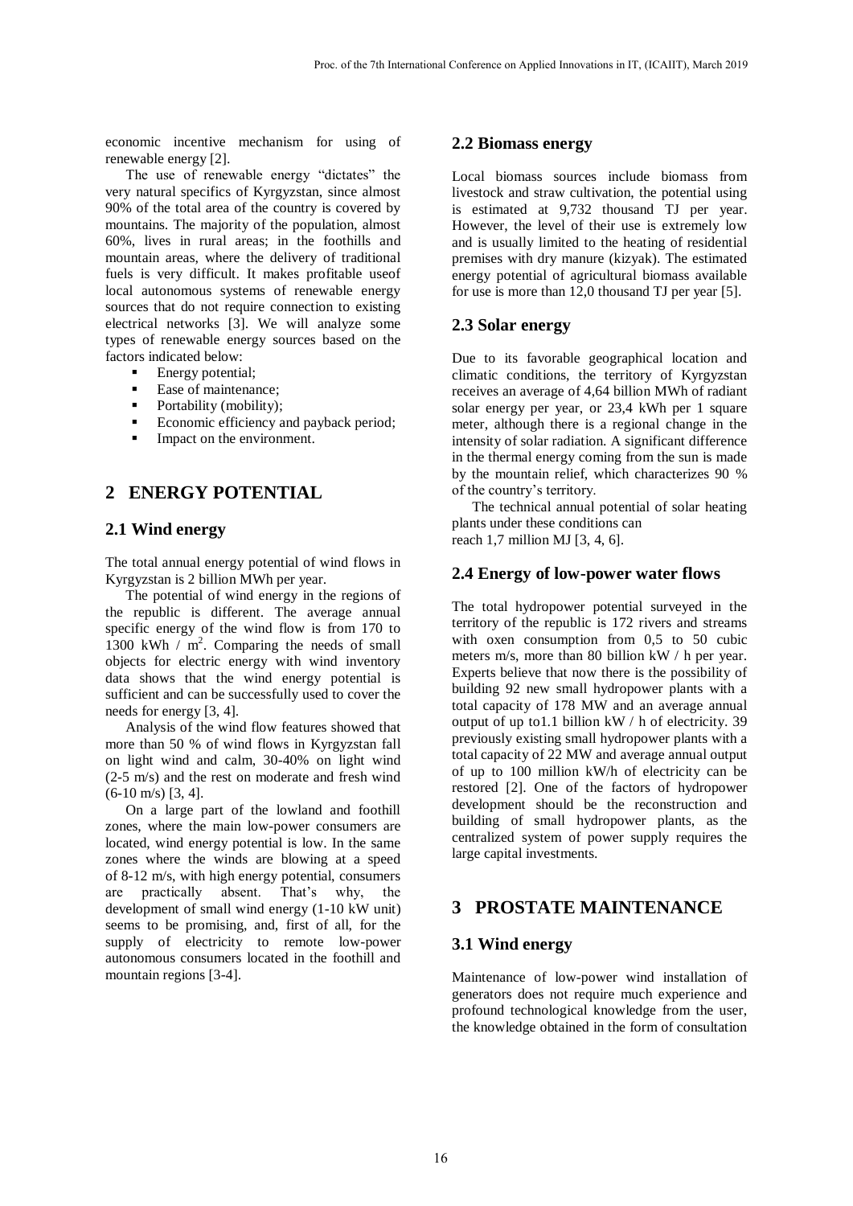economic incentive mechanism for using of renewable energy [2].

The use of renewable energy "dictates" the very natural specifics of Kyrgyzstan, since almost 90% of the total area of the country is covered by mountains. The majority of the population, almost 60%, lives in rural areas; in the foothills and mountain areas, where the delivery of traditional fuels is very difficult. It makes profitable useof local autonomous systems of renewable energy sources that do not require connection to existing electrical networks [3]. We will analyze some types of renewable energy sources based on the factors indicated below:

- Energy potential;
- Ease of maintenance;
- Portability (mobility);
- Economic efficiency and payback period;
- Impact on the environment.

## 2 ENERGY POTENTIAL

### 2.1 Wind energy

The total annual energy potential of wind flows in Kyrgyzstan is 2 billion MWh per year.

The potential of wind energy in the regions of the republic is different. The average annual specific energy of the wind flow is from 170 to 1300 kWh / $m^2$. Comparing the needs of small objects for electric energy with wind inventory data shows that the wind energy potential is sufficient and can be successfully used to cover the needs for energy [3, 4].

Analysis of the wind flow features showed that more than 50 % of wind flows in Kyrgyzstan fall on light wind and calm, 30-40% on light wind (2-5 m/s) and the rest on moderate and fresh wind (6-10 m/s) [3, 4].

On a large part of the lowland and foothill zones, where the main low-power consumers are located, wind energy potential is low. In the same zones where the winds are blowing at a speed of 8-12 m/s, with high energy potential, consumers are practically absent. That's why, the development of small wind energy (1-10 kW unit) seems to be promising, and, first of all, for the supply of electricity to remote low-power autonomous consumers located in the foothill and mountain regions [3-4].

### 2.2 Biomass energy

Local biomass sources include biomass from livestock and straw cultivation, the potential using is estimated at 9,732 thousand TJ per year. However, the level of their use is extremely low and is usually limited to the heating of residential premises with dry manure (kizyak). The estimated energy potential of agricultural biomass available for use is more than 12,0 thousand TJ per year [5].

### 2.3 Solar energy

Due to its favorable geographical location and climatic conditions, the territory of Kyrgyzstan receives an average of 4,64 billion MWh of radiant solar energy per year, or 23,4 kWh per 1 square meter, although there is a regional change in the intensity of solar radiation. A significant difference in the thermal energy coming from the sun is made by the mountain relief, which characterizes 90 % of the country's territory.

The technical annual potential of solar heating plants under these conditions can reach 1,7 million MJ [3, 4, 6].

### 2.4 Energy of low-power water flows

The total hydropower potential surveyed in the territory of the republic is 172 rivers and streams with oxen consumption from 0,5 to 50 cubic meters m/s, more than 80 billion kW / h per year. Experts believe that now there is the possibility of building 92 new small hydropower plants with a total capacity of 178 MW and an average annual output of up to1.1 billion kW / h of electricity. 39 previously existing small hydropower plants with a total capacity of 22 MW and average annual output of up to 100 million kW/h of electricity can be restored [2]. One of the factors of hydropower development should be the reconstruction and building of small hydropower plants, as the centralized system of power supply requires the large capital investments.

## 3 PROSTATE MAINTENANCE

### 3.1 Wind energy

Maintenance of low-power wind installation of generators does not require much experience and profound technological knowledge from the user, the knowledge obtained in the form of consultation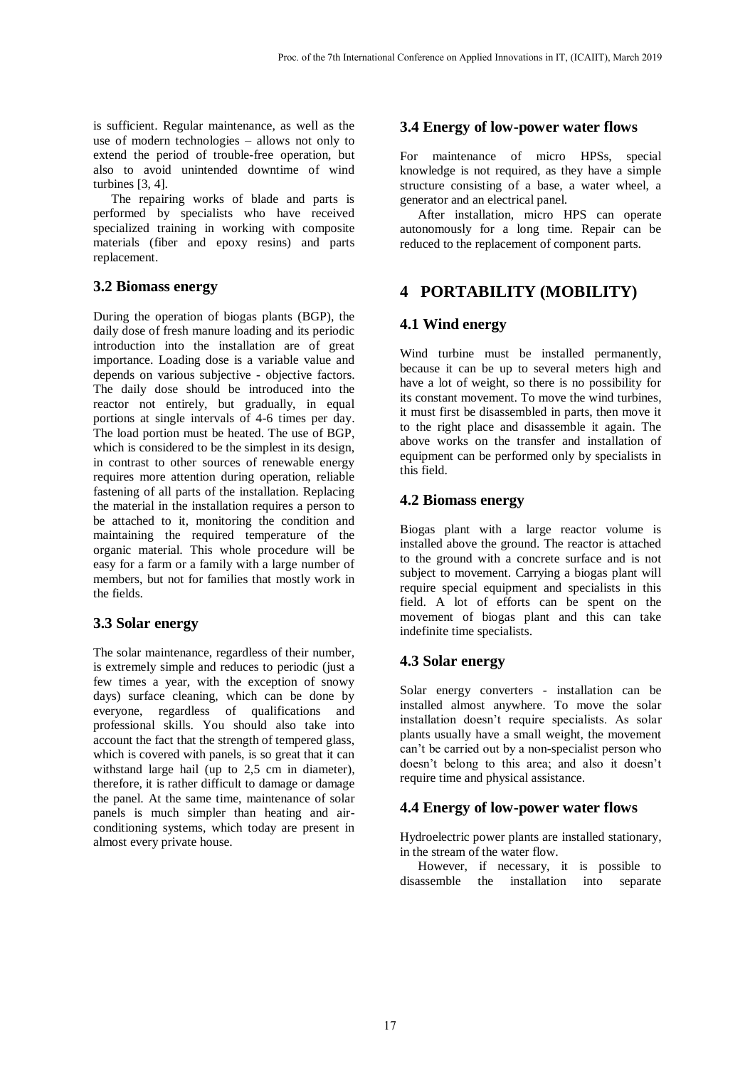is sufficient. Regular maintenance, as well as the use of modern technologies – allows not only to extend the period of trouble-free operation, but also to avoid unintended downtime of wind turbines [3, 4].

The repairing works of blade and parts is performed by specialists who have received specialized training in working with composite materials (fiber and epoxy resins) and parts replacement.

### 3.2 Biomass energy

During the operation of biogas plants (BGP), the daily dose of fresh manure loading and its periodic introduction into the installation are of great importance. Loading dose is a variable value and depends on various subjective - objective factors. The daily dose should be introduced into the reactor not entirely, but gradually, in equal portions at single intervals of 4-6 times per day. The load portion must be heated. The use of BGP, which is considered to be the simplest in its design, in contrast to other sources of renewable energy requires more attention during operation, reliable fastening of all parts of the installation. Replacing the material in the installation requires a person to be attached to it, monitoring the condition and maintaining the required temperature of the organic material. This whole procedure will be easy for a farm or a family with a large number of members, but not for families that mostly work in the fields.

### 3.3 Solar energy

The solar maintenance, regardless of their number, is extremely simple and reduces to periodic (just a few times a year, with the exception of snowy days) surface cleaning, which can be done by everyone, regardless of qualifications and professional skills. You should also take into account the fact that the strength of tempered glass, which is covered with panels, is so great that it can withstand large hail (up to 2,5 cm in diameter), therefore, it is rather difficult to damage or damage the panel. At the same time, maintenance of solar panels is much simpler than heating and air-conditioning systems, which today are present in almost every private house.

### 3.4 Energy of low-power water flows

For maintenance of micro HPSs, special knowledge is not required, as they have a simple structure consisting of a base, a water wheel, a generator and an electrical panel.

After installation, micro HPS can operate autonomously for a long time. Repair can be reduced to the replacement of component parts.

## 4 PORTABILITY (MOBILITY)

### 4.1 Wind energy

Wind turbine must be installed permanently, because it can be up to several meters high and have a lot of weight, so there is no possibility for its constant movement. To move the wind turbines, it must first be disassembled in parts, then move it to the right place and disassemble it again. The above works on the transfer and installation of equipment can be performed only by specialists in this field.

### 4.2 Biomass energy

Biogas plant with a large reactor volume is installed above the ground. The reactor is attached to the ground with a concrete surface and is not subject to movement. Carrying a biogas plant will require special equipment and specialists in this field. A lot of efforts can be spent on the movement of biogas plant and this can take indefinite time specialists.

### 4.3 Solar energy

Solar energy converters - installation can be installed almost anywhere. To move the solar installation doesn't require specialists. As solar plants usually have a small weight, the movement can't be carried out by a non-specialist person who doesn't belong to this area; and also it doesn't require time and physical assistance.

### 4.4 Energy of low-power water flows

Hydroelectric power plants are installed stationary, in the stream of the water flow.

However, if necessary, it is possible to disassemble the installation into separate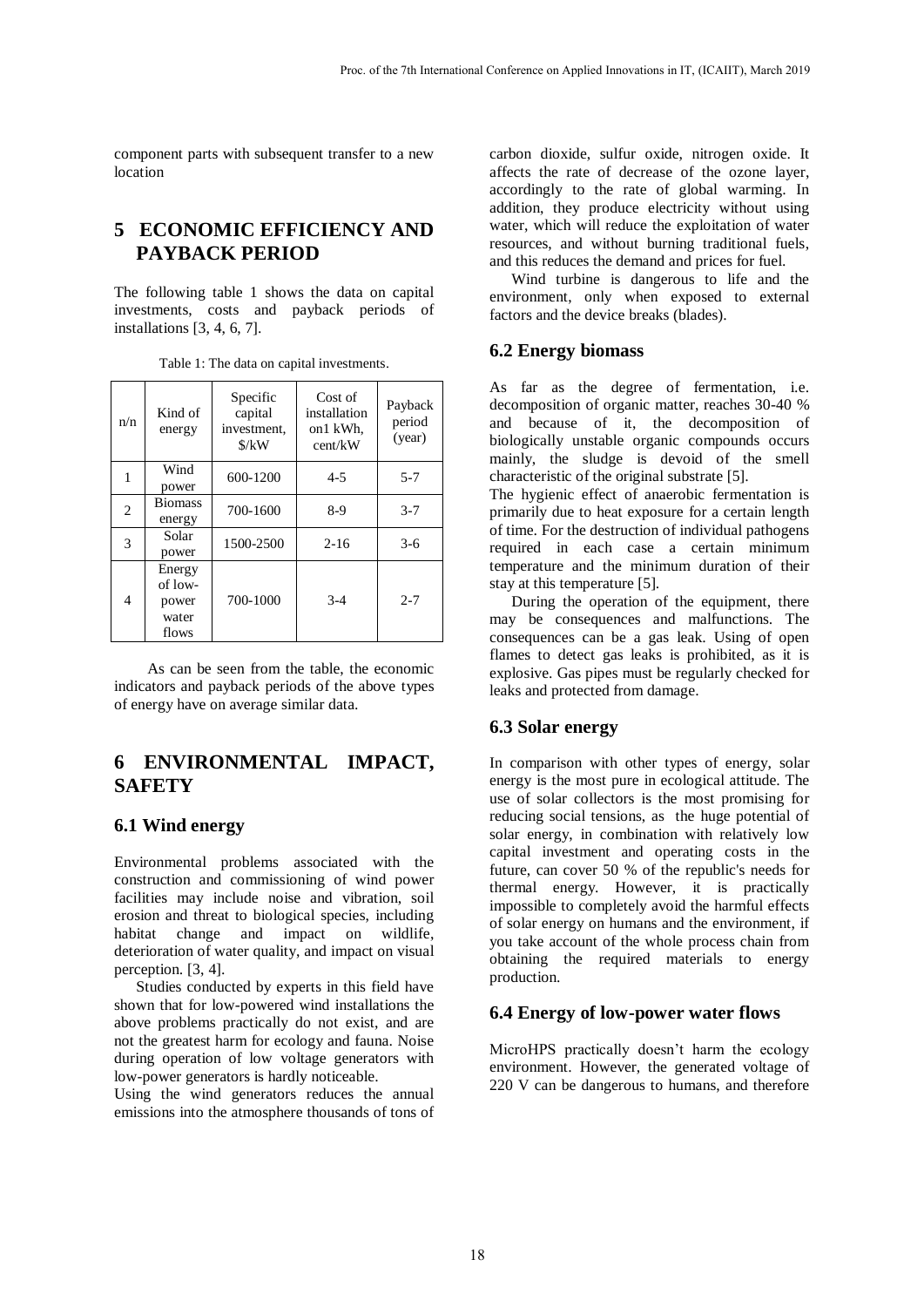component parts with subsequent transfer to a new location

## 5 ECONOMIC EFFICIENCY AND PAYBACK PERIOD

The following table 1 shows the data on capital investments, costs and payback periods of installations [3, 4, 6, 7].

Table 1: The data on capital investments.

| n/n | Kind of energy | Specific capital investment, \$/kW | Cost of installation on1 kWh, cent/kW | Payback period (year) |
|---|---|---|---|---|
| 1 | Wind power | 600-1200 | 4-5 | 5-7 |
| 2 | Biomass energy | 700-1600 | 8-9 | 3-7 |
| 3 | Solar power | 1500-2500 | 2-16 | 3-6 |
| 4 | Energy of low-power water flows | 700-1000 | 3-4 | 2-7 |

As can be seen from the table, the economic indicators and payback periods of the above types of energy have on average similar data.

## 6 ENVIRONMENTAL IMPACT, SAFETY

### 6.1 Wind energy

Environmental problems associated with the construction and commissioning of wind power facilities may include noise and vibration, soil erosion and threat to biological species, including habitat change and impact on wildlife, deterioration of water quality, and impact on visual perception. [3, 4].

Studies conducted by experts in this field have shown that for low-powered wind installations the above problems practically do not exist, and are not the greatest harm for ecology and fauna. Noise during operation of low voltage generators with low-power generators is hardly noticeable.

Using the wind generators reduces the annual emissions into the atmosphere thousands of tons of carbon dioxide, sulfur oxide, nitrogen oxide. It affects the rate of decrease of the ozone layer, accordingly to the rate of global warming. In addition, they produce electricity without using water, which will reduce the exploitation of water resources, and without burning traditional fuels, and this reduces the demand and prices for fuel.

Wind turbine is dangerous to life and the environment, only when exposed to external factors and the device breaks (blades).

### 6.2 Energy biomass

As far as the degree of fermentation, i.e. decomposition of organic matter, reaches 30-40 % and because of it, the decomposition of biologically unstable organic compounds occurs mainly, the sludge is devoid of the smell characteristic of the original substrate [5].

The hygienic effect of anaerobic fermentation is primarily due to heat exposure for a certain length of time. For the destruction of individual pathogens required in each case a certain minimum temperature and the minimum duration of their stay at this temperature [5].

During the operation of the equipment, there may be consequences and malfunctions. The consequences can be a gas leak. Using of open flames to detect gas leaks is prohibited, as it is explosive. Gas pipes must be regularly checked for leaks and protected from damage.

### 6.3 Solar energy

In comparison with other types of energy, solar energy is the most pure in ecological attitude. The use of solar collectors is the most promising for reducing social tensions, as the huge potential of solar energy, in combination with relatively low capital investment and operating costs in the future, can cover 50 % of the republic's needs for thermal energy. However, it is practically impossible to completely avoid the harmful effects of solar energy on humans and the environment, if you take account of the whole process chain from obtaining the required materials to energy production.

### 6.4 Energy of low-power water flows

MicroHPS practically doesn't harm the ecology environment. However, the generated voltage of 220 V can be dangerous to humans, and therefore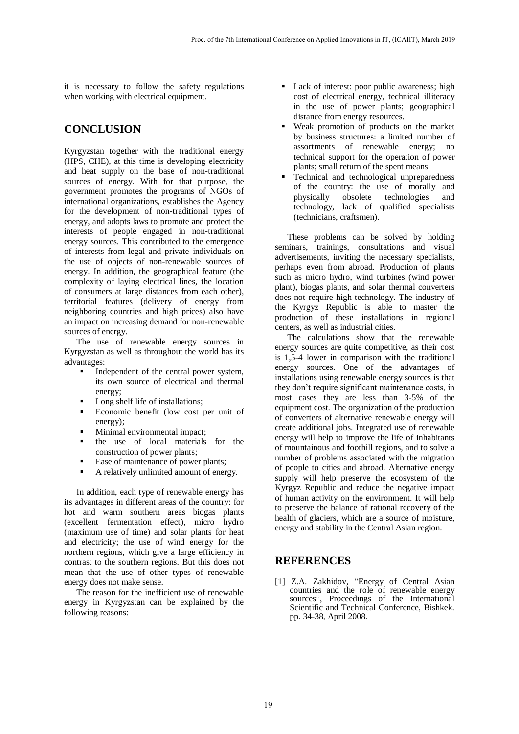it is necessary to follow the safety regulations when working with electrical equipment.

## CONCLUSION

Kyrgyzstan together with the traditional energy (HPS, CHE), at this time is developing electricity and heat supply on the base of non-traditional sources of energy. With for that purpose, the government promotes the programs of NGOs of international organizations, establishes the Agency for the development of non-traditional types of energy, and adopts laws to promote and protect the interests of people engaged in non-traditional energy sources. This contributed to the emergence of interests from legal and private individuals on the use of objects of non-renewable sources of energy. In addition, the geographical feature (the complexity of laying electrical lines, the location of consumers at large distances from each other), territorial features (delivery of energy from neighboring countries and high prices) also have an impact on increasing demand for non-renewable sources of energy.

The use of renewable energy sources in Kyrgyzstan as well as throughout the world has its advantages:

- Independent of the central power system, its own source of electrical and thermal energy;
- Long shelf life of installations;
- Economic benefit (low cost per unit of energy);
- Minimal environmental impact;
- the use of local materials for the construction of power plants;
- Ease of maintenance of power plants;
- A relatively unlimited amount of energy.

In addition, each type of renewable energy has its advantages in different areas of the country: for hot and warm southern areas biogas plants (excellent fermentation effect), micro hydro (maximum use of time) and solar plants for heat and electricity; the use of wind energy for the northern regions, which give a large efficiency in contrast to the southern regions. But this does not mean that the use of other types of renewable energy does not make sense.

The reason for the inefficient use of renewable energy in Kyrgyzstan can be explained by the following reasons:

- Lack of interest: poor public awareness; high cost of electrical energy, technical illiteracy in the use of power plants; geographical distance from energy resources.
- Weak promotion of products on the market by business structures: a limited number of assortments of renewable energy; no technical support for the operation of power plants; small return of the spent means.
- Technical and technological unpreparedness of the country: the use of morally and physically obsolete technologies and technology, lack of qualified specialists (technicians, craftsmen).

These problems can be solved by holding seminars, trainings, consultations and visual advertisements, inviting the necessary specialists, perhaps even from abroad. Production of plants such as micro hydro, wind turbines (wind power plant), biogas plants, and solar thermal converters does not require high technology. The industry of the Kyrgyz Republic is able to master the production of these installations in regional centers, as well as industrial cities.

The calculations show that the renewable energy sources are quite competitive, as their cost is 1,5-4 lower in comparison with the traditional energy sources. One of the advantages of installations using renewable energy sources is that they don't require significant maintenance costs, in most cases they are less than 3-5% of the equipment cost. The organization of the production of converters of alternative renewable energy will create additional jobs. Integrated use of renewable energy will help to improve the life of inhabitants of mountainous and foothill regions, and to solve a number of problems associated with the migration of people to cities and abroad. Alternative energy supply will help preserve the ecosystem of the Kyrgyz Republic and reduce the negative impact of human activity on the environment. It will help to preserve the balance of rational recovery of the health of glaciers, which are a source of moisture, energy and stability in the Central Asian region.

## REFERENCES

[1] Z.A. Zakhidov, "Energy of Central Asian countries and the role of renewable energy sources", Proceedings of the International Scientific and Technical Conference, Bishkek. pp. 34-38, April 2008.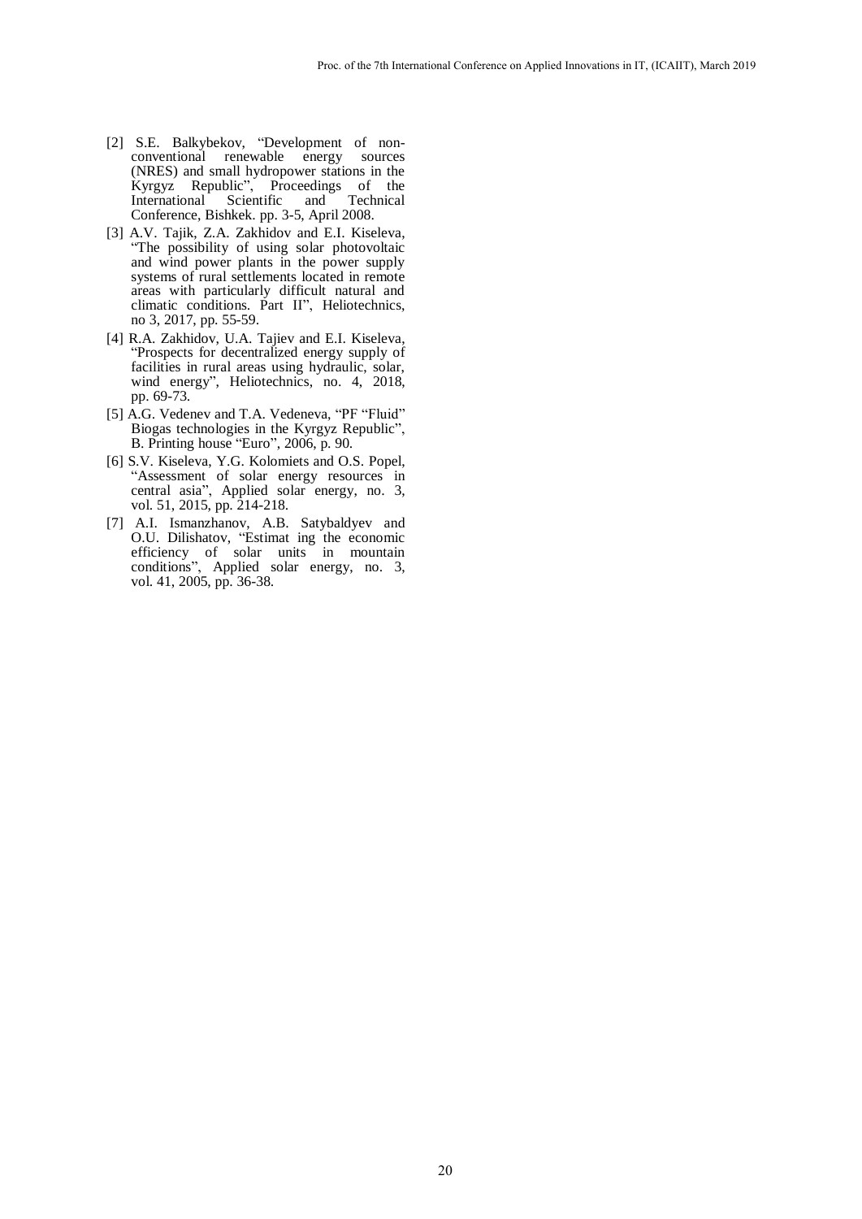[2] S.E. Balkybekov, "Development of non-conventional renewable energy sources (NRES) and small hydropower stations in the Kyrgyz Republic", Proceedings of the International Scientific and Technical Conference, Bishkek. pp. 3-5, April 2008.

[3] A.V. Tajik, Z.A. Zakhidov and E.I. Kiseleva, "The possibility of using solar photovoltaic and wind power plants in the power supply systems of rural settlements located in remote areas with particularly difficult natural and climatic conditions. Part II", Heliotechnics, no 3, 2017, pp. 55-59.

[4] R.A. Zakhidov, U.A. Tajiev and E.I. Kiseleva, "Prospects for decentralized energy supply of facilities in rural areas using hydraulic, solar, wind energy", Heliotechnics, no. 4, 2018, pp. 69-73.

[5] A.G. Vedenev and T.A. Vedeneva, "PF "Fluid" Biogas technologies in the Kyrgyz Republic", B. Printing house "Euro", 2006, p. 90.

[6] S.V. Kiseleva, Y.G. Kolomiets and O.S. Popel, "Assessment of solar energy resources in central asia", Applied solar energy, no. 3, vol. 51, 2015, pp. 214-218.

[7] A.I. Ismanzhanov, A.B. Satybaldyev and O.U. Dilishatov, "Estimat ing the economic efficiency of solar units in mountain conditions", Applied solar energy, no. 3, vol. 41, 2005, pp. 36-38.